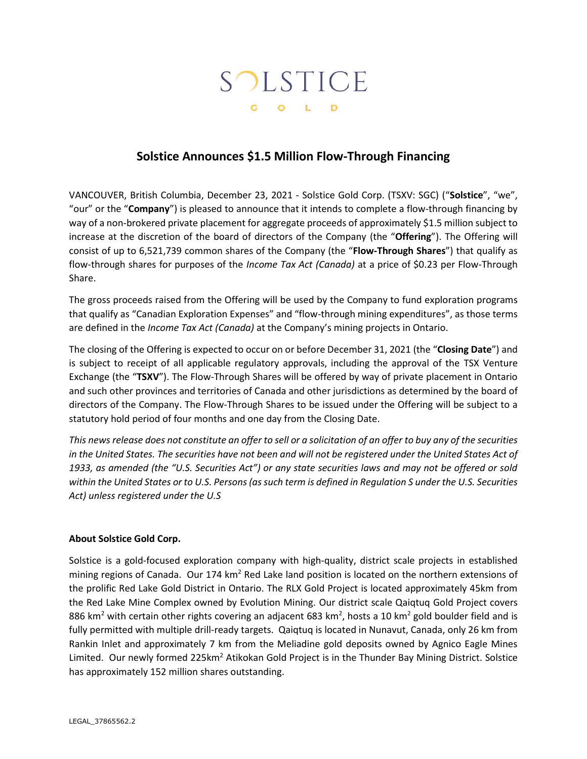SOLSTICE

GOLD

# Solstice Announces $1.5 Million Flow-Through Financing

VANCOUVER, British Columbia, December 23, 2021 - Solstice Gold Corp. (TSXV: SGC) ("**Solstice**", "we", "our" or the "**Company**") is pleased to announce that it intends to complete a flow-through financing by way of a non-brokered private placement for aggregate proceeds of approximately $1.5 million subject to increase at the discretion of the board of directors of the Company (the "**Offering**"). The Offering will consist of up to 6,521,739 common shares of the Company (the "**Flow-Through Shares**") that qualify as flow-through shares for purposes of the *Income Tax Act (Canada)* at a price of $0.23 per Flow-Through Share.

The gross proceeds raised from the Offering will be used by the Company to fund exploration programs that qualify as "Canadian Exploration Expenses" and "flow-through mining expenditures", as those terms are defined in the *Income Tax Act (Canada)* at the Company's mining projects in Ontario.

The closing of the Offering is expected to occur on or before December 31, 2021 (the "**Closing Date**") and is subject to receipt of all applicable regulatory approvals, including the approval of the TSX Venture Exchange (the "**TSXV**"). The Flow-Through Shares will be offered by way of private placement in Ontario and such other provinces and territories of Canada and other jurisdictions as determined by the board of directors of the Company. The Flow-Through Shares to be issued under the Offering will be subject to a statutory hold period of four months and one day from the Closing Date.

*This news release does not constitute an offer to sell or a solicitation of an offer to buy any of the securities in the United States. The securities have not been and will not be registered under the United States Act of 1933, as amended (the "U.S. Securities Act") or any state securities laws and may not be offered or sold within the United States or to U.S. Persons (as such term is defined in Regulation S under the U.S. Securities Act) unless registered under the U.S*

**About Solstice Gold Corp.**

Solstice is a gold-focused exploration company with high-quality, district scale projects in established mining regions of Canada. Our 174 km$^2$ Red Lake land position is located on the northern extensions of the prolific Red Lake Gold District in Ontario. The RLX Gold Project is located approximately 45km from the Red Lake Mine Complex owned by Evolution Mining. Our district scale Qaiqtuq Gold Project covers 886 km$^2$ with certain other rights covering an adjacent 683 km$^2$, hosts a 10 km$^2$ gold boulder field and is fully permitted with multiple drill-ready targets. Qaiqtuq is located in Nunavut, Canada, only 26 km from Rankin Inlet and approximately 7 km from the Meliadine gold deposits owned by Agnico Eagle Mines Limited. Our newly formed 225km$^2$ Atikokan Gold Project is in the Thunder Bay Mining District. Solstice has approximately 152 million shares outstanding.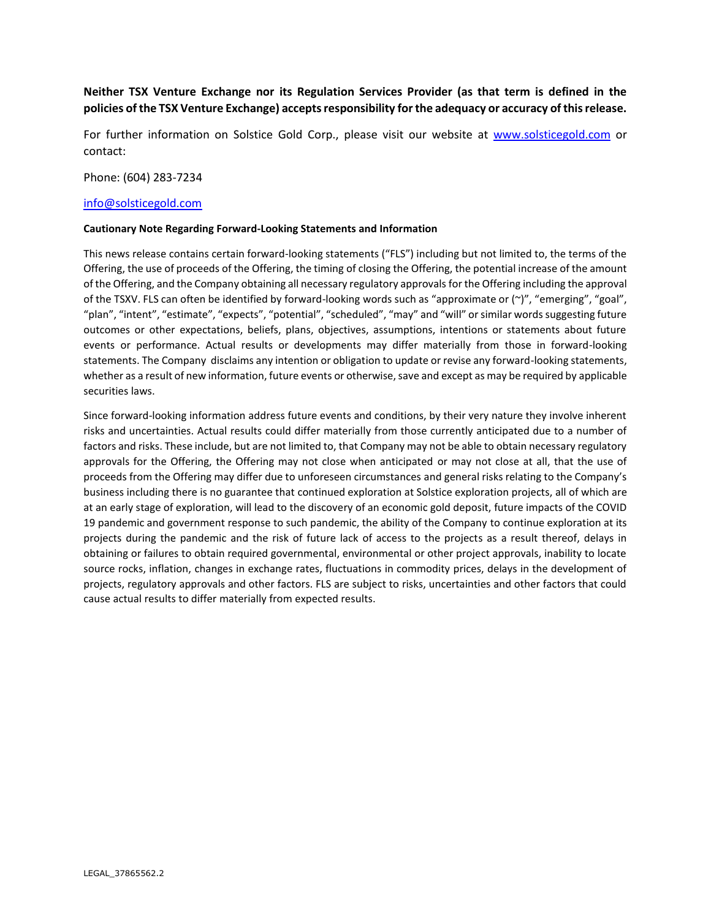**Neither TSX Venture Exchange nor its Regulation Services Provider (as that term is defined in the policies of the TSX Venture Exchange) accepts responsibility for the adequacy or accuracy of this release.**

For further information on Solstice Gold Corp., please visit our website at www.solsticegold.com or contact:

Phone: (604) 283-7234

info@solsticegold.com

**Cautionary Note Regarding Forward-Looking Statements and Information**

This news release contains certain forward-looking statements ("FLS") including but not limited to, the terms of the Offering, the use of proceeds of the Offering, the timing of closing the Offering, the potential increase of the amount of the Offering, and the Company obtaining all necessary regulatory approvals for the Offering including the approval of the TSXV. FLS can often be identified by forward-looking words such as "approximate or (~)", "emerging", "goal", "plan", "intent", "estimate", "expects", "potential", "scheduled", "may" and "will" or similar words suggesting future outcomes or other expectations, beliefs, plans, objectives, assumptions, intentions or statements about future events or performance. Actual results or developments may differ materially from those in forward-looking statements. The Company disclaims any intention or obligation to update or revise any forward-looking statements, whether as a result of new information, future events or otherwise, save and except as may be required by applicable securities laws.

Since forward-looking information address future events and conditions, by their very nature they involve inherent risks and uncertainties. Actual results could differ materially from those currently anticipated due to a number of factors and risks. These include, but are not limited to, that Company may not be able to obtain necessary regulatory approvals for the Offering, the Offering may not close when anticipated or may not close at all, that the use of proceeds from the Offering may differ due to unforeseen circumstances and general risks relating to the Company's business including there is no guarantee that continued exploration at Solstice exploration projects, all of which are at an early stage of exploration, will lead to the discovery of an economic gold deposit, future impacts of the COVID 19 pandemic and government response to such pandemic, the ability of the Company to continue exploration at its projects during the pandemic and the risk of future lack of access to the projects as a result thereof, delays in obtaining or failures to obtain required governmental, environmental or other project approvals, inability to locate source rocks, inflation, changes in exchange rates, fluctuations in commodity prices, delays in the development of projects, regulatory approvals and other factors. FLS are subject to risks, uncertainties and other factors that could cause actual results to differ materially from expected results.

LEGAL_37865562.2